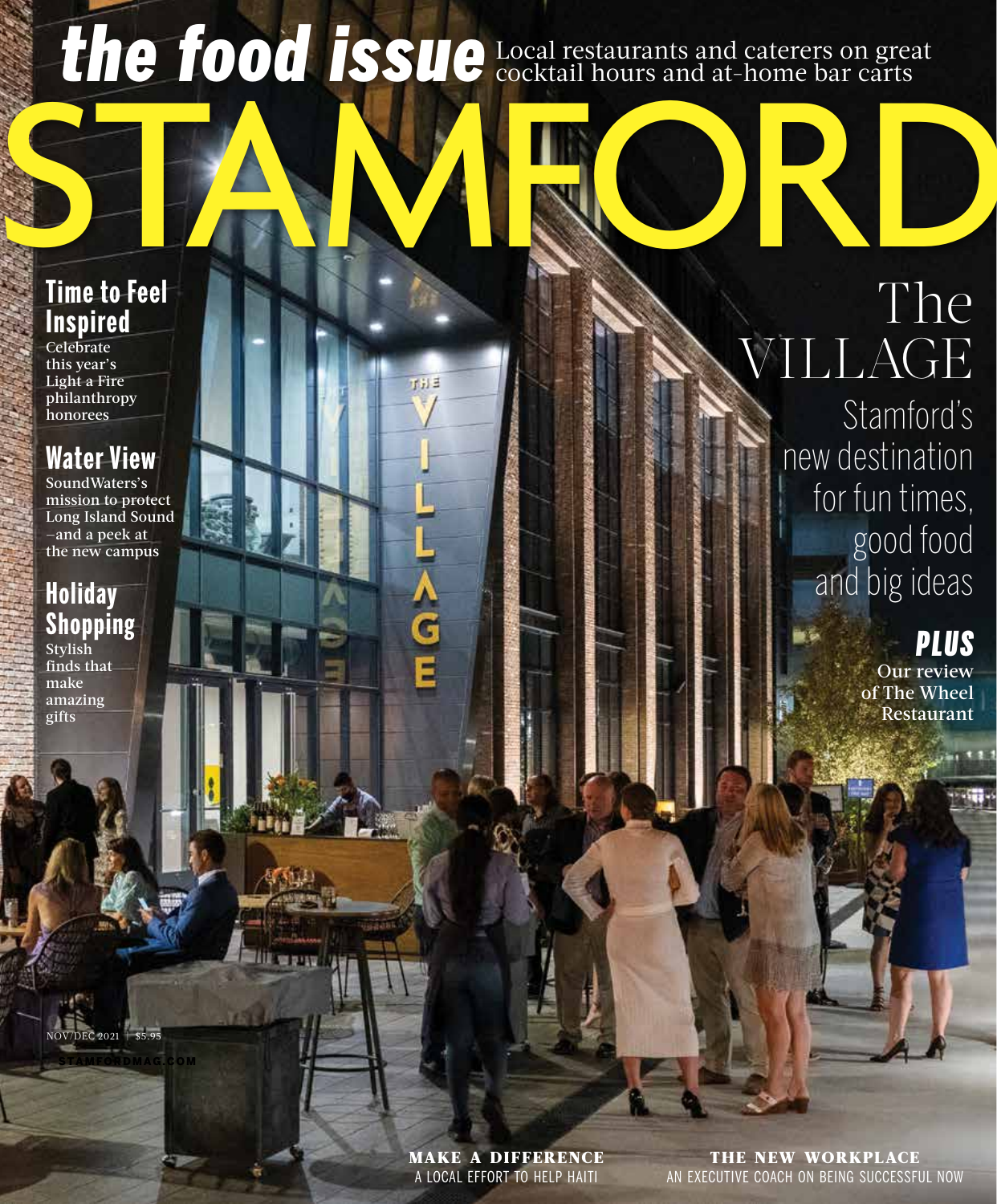# STAMFORD

**the food issue** Local restaurants and caterers on great cocktail hours and at-home bar carts

## Time to Feel Inspired
Celebrate this year's Light a Fire philanthropy honorees

## Water View
SoundWaters's mission to protect Long Island Sound –and a peek at the new campus

## Holiday Shopping
Stylish finds that make amazing gifts

# The VILLAGE
Stamford's new destination for fun times, good food and big ideas

## *PLUS*
**Our review of The Wheel Restaurant**

NOV/DEC 2021 | $5.95

STAMFORDMAG.COM

**MAKE A DIFFERENCE**
A LOCAL EFFORT TO HELP HAITI

**THE NEW WORKPLACE**
AN EXECUTIVE COACH ON BEING SUCCESSFUL NOW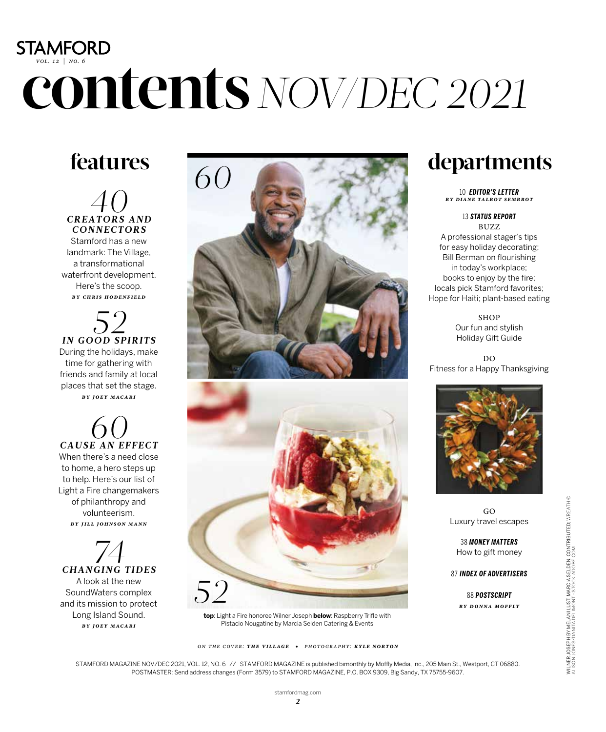STAMFORD
*VOL. 12 | NO. 6*

# contents *NOV/DEC 2021*

## features

**40**
***CREATORS AND CONNECTORS***
Stamford has a new landmark: The Village, a transformational waterfront development. Here's the scoop.
*BY CHRIS HODENFIELD*

**52**
***IN GOOD SPIRITS***
During the holidays, make time for gathering with friends and family at local places that set the stage.
*BY JOEY MACARI*

**60**
***CAUSE AN EFFECT***
When there's a need close to home, a hero steps up to help. Here's our list of Light a Fire changemakers of philanthropy and volunteerism.
*BY JILL JOHNSON MANN*

**74**
***CHANGING TIDES***
A look at the new SoundWaters complex and its mission to protect Long Island Sound.
*BY JOEY MACARI*

60

52

**top**: Light a Fire honoree Wilner Joseph **below**: Raspberry Trifle with Pistacio Nougatine by Marcia Selden Catering & Events

## departments

10 ***EDITOR'S LETTER***
*BY DIANE TALBOT SEMBROT*

13 ***STATUS REPORT***

BUZZ
A professional stager's tips for easy holiday decorating; Bill Berman on flourishing in today's workplace; books to enjoy by the fire; locals pick Stamford favorites; Hope for Haiti; plant-based eating

SHOP
Our fun and stylish Holiday Gift Guide

DO
Fitness for a Happy Thanksgiving

GO
Luxury travel escapes

38 ***MONEY MATTERS***
How to gift money

87 ***INDEX OF ADVERTISERS***

88 ***POSTSCRIPT***
*BY DONNA MOFFLY*

*ON THE COVER:* ***THE VILLAGE*** • *PHOTOGRAPHY:* ***KYLE NORTON***

STAMFORD MAGAZINE NOV/DEC 2021, VOL. 12, NO. 6 // STAMFORD MAGAZINE is published bimonthly by Moffly Media, Inc., 205 Main St., Westport, CT 06880. POSTMASTER: Send address changes (Form 3579) to STAMFORD MAGAZINE, P.O. BOX 9309, Big Sandy, TX 75755-9607.

WILNER JOSEPH BY MELANI LUST; MARCIA SELDEN, CONTRIBUTED; WREATH © ALISON JONES/DANITA DELIMONT - STOCK.ADOBE.COM

stamfordmag.com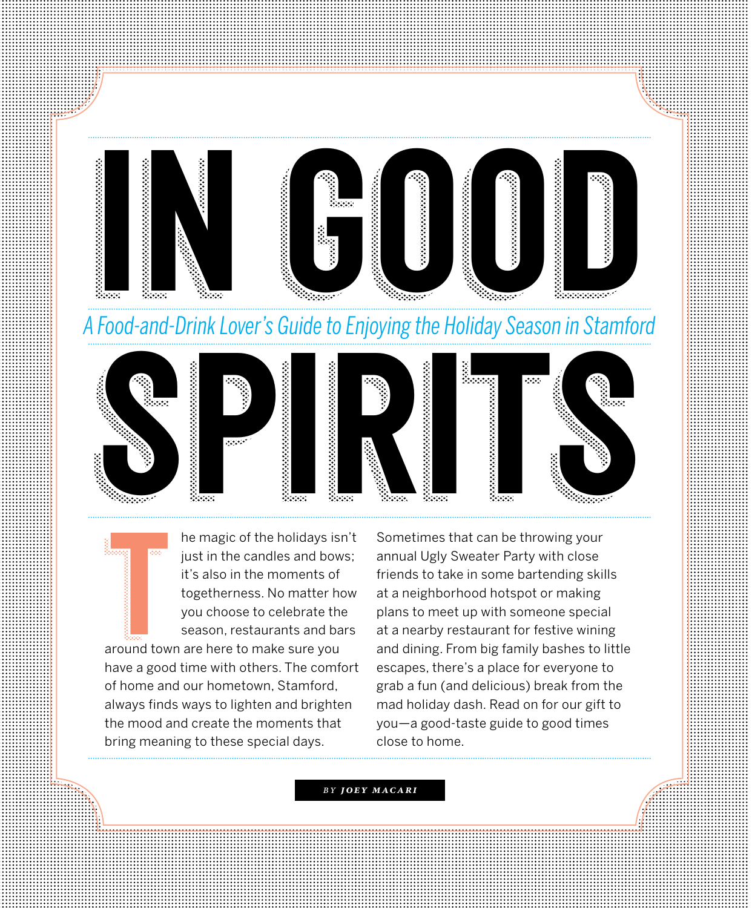# IN GOOD SPIRITS

*A Food-and-Drink Lover's Guide to Enjoying the Holiday Season in Stamford*

The magic of the holidays isn't just in the candles and bows; it's also in the moments of togetherness. No matter how you choose to celebrate the season, restaurants and bars around town are here to make sure you have a good time with others. The comfort of home and our hometown, Stamford, always finds ways to lighten and brighten the mood and create the moments that bring meaning to these special days. Sometimes that can be throwing your annual Ugly Sweater Party with close friends to take in some bartending skills at a neighborhood hotspot or making plans to meet up with someone special at a nearby restaurant for festive wining and dining. From big family bashes to little escapes, there's a place for everyone to grab a fun (and delicious) break from the mad holiday dash. Read on for our gift to you—a good-taste guide to good times close to home.

*BY* **JOEY MACARI**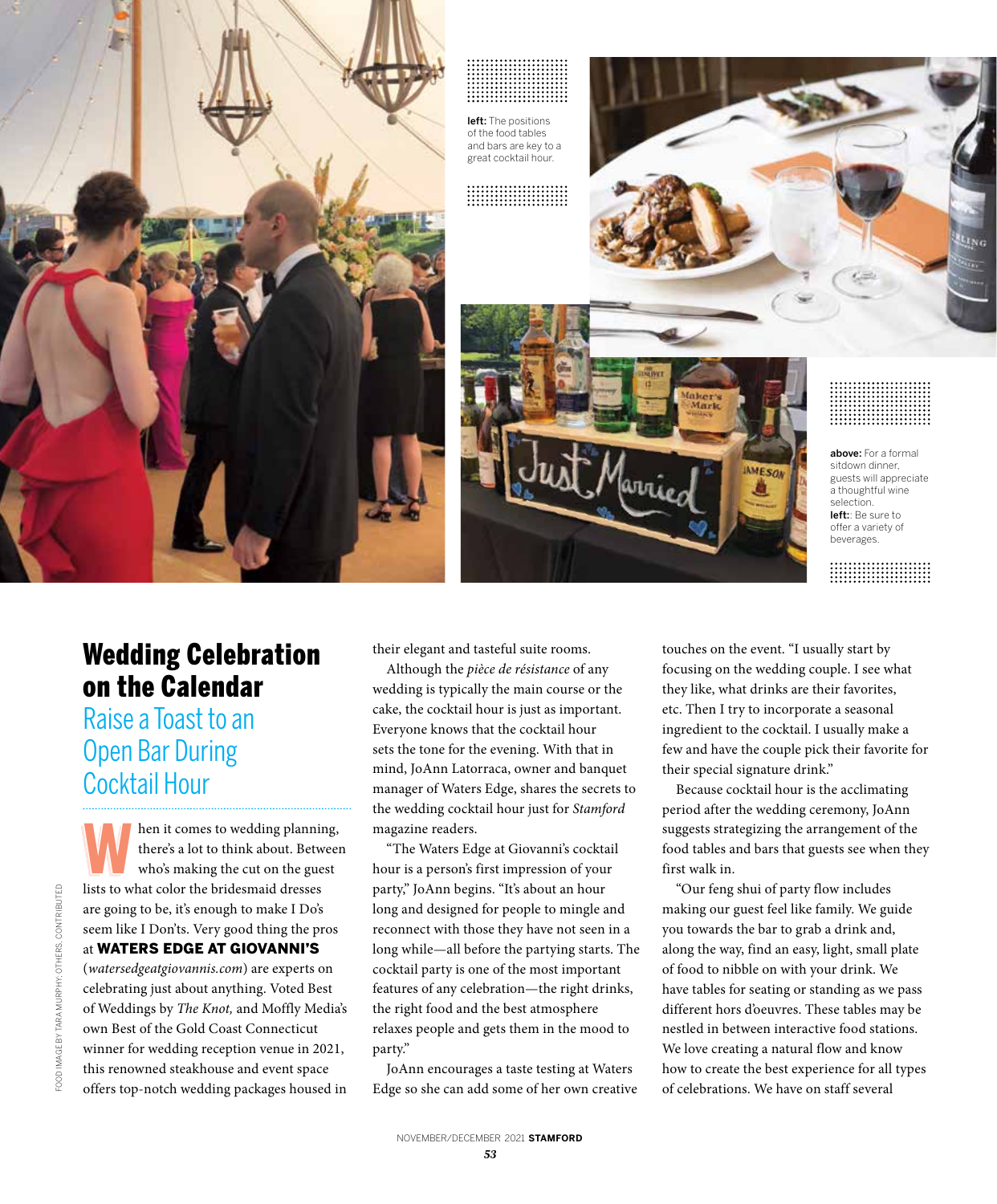**left:** The positions of the food tables and bars are key to a great cocktail hour.

**above:** For a formal sitdown dinner, guests will appreciate a thoughtful wine selection.
**left:**: Be sure to offer a variety of beverages.

FOOD IMAGE BY TARA MURPHY; OTHERS, CONTRIBUTED

# Wedding Celebration on the Calendar

## Raise a Toast to an Open Bar During Cocktail Hour

When it comes to wedding planning, there's a lot to think about. Between who's making the cut on the guest lists to what color the bridesmaid dresses are going to be, it's enough to make I Do's seem like I Don'ts. Very good thing the pros at **WATERS EDGE AT GIOVANNI'S** (*watersedgeatgiovannis.com*) are experts on celebrating just about anything. Voted Best of Weddings by *The Knot,* and Moffly Media's own Best of the Gold Coast Connecticut winner for wedding reception venue in 2021, this renowned steakhouse and event space offers top-notch wedding packages housed in their elegant and tasteful suite rooms.

Although the *pièce de résistance* of any wedding is typically the main course or the cake, the cocktail hour is just as important. Everyone knows that the cocktail hour sets the tone for the evening. With that in mind, JoAnn Latorraca, owner and banquet manager of Waters Edge, shares the secrets to the wedding cocktail hour just for *Stamford* magazine readers.

"The Waters Edge at Giovanni's cocktail hour is a person's first impression of your party," JoAnn begins. "It's about an hour long and designed for people to mingle and reconnect with those they have not seen in a long while—all before the partying starts. The cocktail party is one of the most important features of any celebration—the right drinks, the right food and the best atmosphere relaxes people and gets them in the mood to party."

JoAnn encourages a taste testing at Waters Edge so she can add some of her own creative touches on the event. "I usually start by focusing on the wedding couple. I see what they like, what drinks are their favorites, etc. Then I try to incorporate a seasonal ingredient to the cocktail. I usually make a few and have the couple pick their favorite for their special signature drink."

Because cocktail hour is the acclimating period after the wedding ceremony, JoAnn suggests strategizing the arrangement of the food tables and bars that guests see when they first walk in.

"Our feng shui of party flow includes making our guest feel like family. We guide you towards the bar to grab a drink and, along the way, find an easy, light, small plate of food to nibble on with your drink. We have tables for seating or standing as we pass different hors d'oeuvres. These tables may be nestled in between interactive food stations. We love creating a natural flow and know how to create the best experience for all types of celebrations. We have on staff several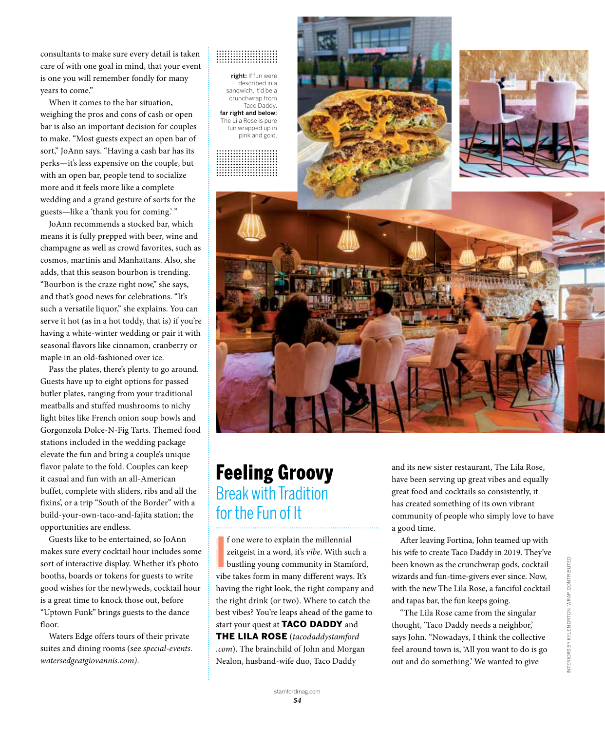consultants to make sure every detail is taken care of with one goal in mind, that your event is one you will remember fondly for many years to come."

When it comes to the bar situation, weighing the pros and cons of cash or open bar is also an important decision for couples to make. "Most guests expect an open bar of sort," JoAnn says. "Having a cash bar has its perks—it's less expensive on the couple, but with an open bar, people tend to socialize more and it feels more like a complete wedding and a grand gesture of sorts for the guests—like a 'thank you for coming.' "

JoAnn recommends a stocked bar, which means it is fully prepped with beer, wine and champagne as well as crowd favorites, such as cosmos, martinis and Manhattans. Also, she adds, that this season bourbon is trending. "Bourbon is the craze right now," she says, and that's good news for celebrations. "It's such a versatile liquor," she explains. You can serve it hot (as in a hot toddy, that is) if you're having a white-winter wedding or pair it with seasonal flavors like cinnamon, cranberry or maple in an old-fashioned over ice.

Pass the plates, there's plenty to go around. Guests have up to eight options for passed butler plates, ranging from your traditional meatballs and stuffed mushrooms to nichy light bites like French onion soup bowls and Gorgonzola Dolce-N-Fig Tarts. Themed food stations included in the wedding package elevate the fun and bring a couple's unique flavor palate to the fold. Couples can keep it casual and fun with an all-American buffet, complete with sliders, ribs and all the fixins', or a trip "South of the Border" with a build-your-own-taco-and-fajita station; the opportunities are endless.

Guests like to be entertained, so JoAnn makes sure every cocktail hour includes some sort of interactive display. Whether it's photo booths, boards or tokens for guests to write good wishes for the newlyweds, cocktail hour is a great time to knock those out, before "Uptown Funk" brings guests to the dance floor.

Waters Edge offers tours of their private suites and dining rooms (see *special-events.watersedgeatgiovannis.com)*.

**right:** If fun were described in a sandwich, it'd be a crunchwrap from Taco Daddy. **far right and below:** The Lila Rose is pure fun wrapped up in pink and gold.

# Feeling Groovy

## Break with Tradition for the Fun of It

If one were to explain the millennial zeitgeist in a word, it's *vibe*. With such a bustling young community in Stamford, vibe takes form in many different ways. It's having the right look, the right company and the right drink (or two). Where to catch the best vibes? You're leaps ahead of the game to start your quest at **TACO DADDY** and **THE LILA ROSE** (*tacodaddystamford.com*). The brainchild of John and Morgan Nealon, husband-wife duo, Taco Daddy and its new sister restaurant, The Lila Rose, have been serving up great vibes and equally great food and cocktails so consistently, it has created something of its own vibrant community of people who simply love to have a good time.

After leaving Fortina, John teamed up with his wife to create Taco Daddy in 2019. They've been known as the crunchwrap gods, cocktail wizards and fun-time-givers ever since. Now, with the new The Lila Rose, a fanciful cocktail and tapas bar, the fun keeps going.

"The Lila Rose came from the singular thought, 'Taco Daddy needs a neighbor,' says John. "Nowadays, I think the collective feel around town is, 'All you want to do is go out and do something.' We wanted to give

INTERIORS BY KYLE NORTON; WRAP: CONTRIBUTED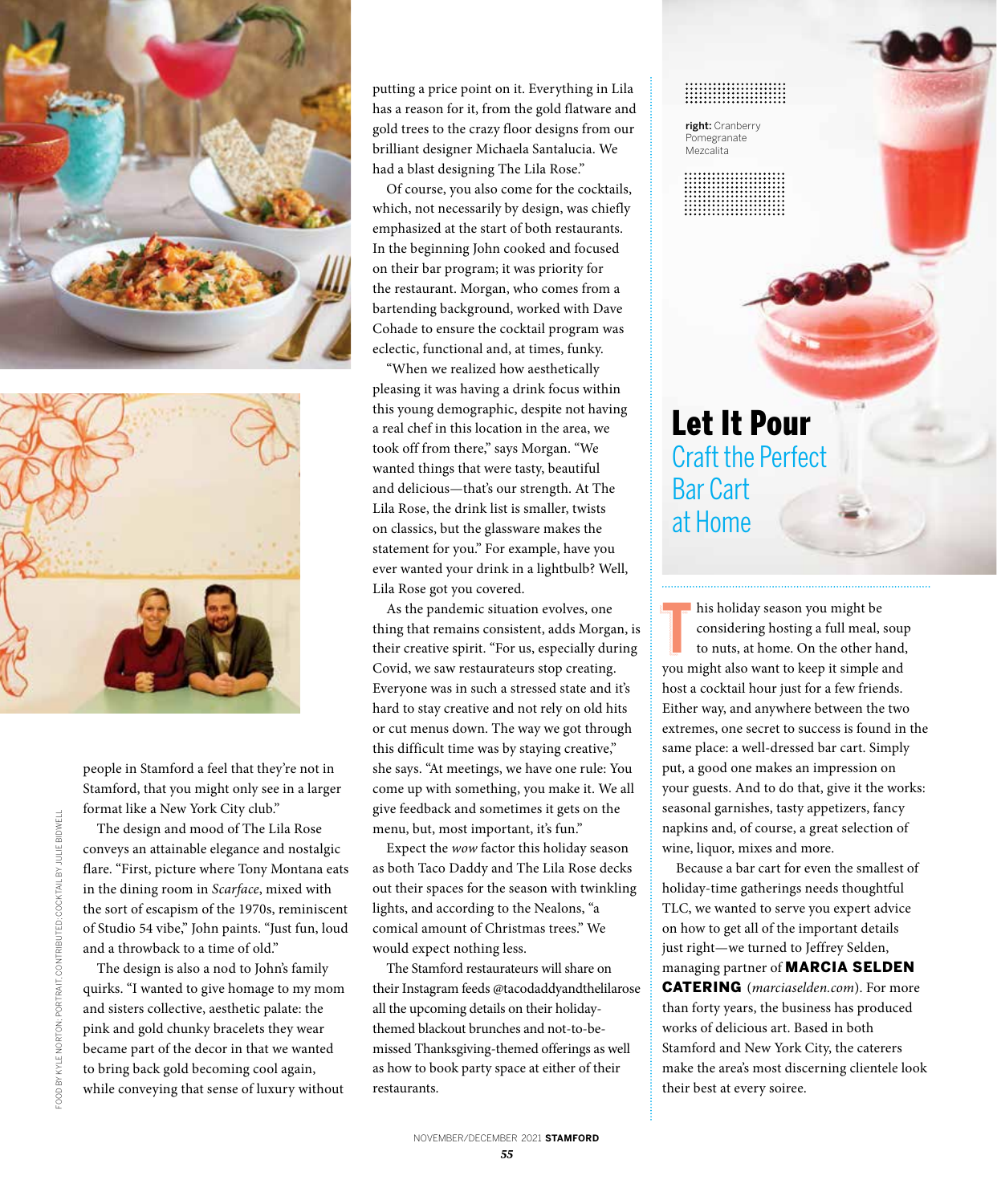people in Stamford a feel that they're not in Stamford, that you might only see in a larger format like a New York City club."

The design and mood of The Lila Rose conveys an attainable elegance and nostalgic flare. "First, picture where Tony Montana eats in the dining room in *Scarface*, mixed with the sort of escapism of the 1970s, reminiscent of Studio 54 vibe," John paints. "Just fun, loud and a throwback to a time of old."

The design is also a nod to John's family quirks. "I wanted to give homage to my mom and sisters collective, aesthetic palate: the pink and gold chunky bracelets they wear became part of the decor in that we wanted to bring back gold becoming cool again, while conveying that sense of luxury without putting a price point on it. Everything in Lila has a reason for it, from the gold flatware and gold trees to the crazy floor designs from our brilliant designer Michaela Santalucia. We had a blast designing The Lila Rose."

Of course, you also come for the cocktails, which, not necessarily by design, was chiefly emphasized at the start of both restaurants. In the beginning John cooked and focused on their bar program; it was priority for the restaurant. Morgan, who comes from a bartending background, worked with Dave Cohade to ensure the cocktail program was eclectic, functional and, at times, funky.

"When we realized how aesthetically pleasing it was having a drink focus within this young demographic, despite not having a real chef in this location in the area, we took off from there," says Morgan. "We wanted things that were tasty, beautiful and delicious—that's our strength. At The Lila Rose, the drink list is smaller, twists on classics, but the glassware makes the statement for you." For example, have you ever wanted your drink in a lightbulb? Well, Lila Rose got you covered.

As the pandemic situation evolves, one thing that remains consistent, adds Morgan, is their creative spirit. "For us, especially during Covid, we saw restaurateurs stop creating. Everyone was in such a stressed state and it's hard to stay creative and not rely on old hits or cut menus down. The way we got through this difficult time was by staying creative," she says. "At meetings, we have one rule: You come up with something, you make it. We all give feedback and sometimes it gets on the menu, but, most important, it's fun."

Expect the *wow* factor this holiday season as both Taco Daddy and The Lila Rose decks out their spaces for the season with twinkling lights, and according to the Nealons, "a comical amount of Christmas trees." We would expect nothing less.

The Stamford restaurateurs will share on their Instagram feeds @tacodaddyandthelilarose all the upcoming details on their holiday-themed blackout brunches and not-to-be-missed Thanksgiving-themed offerings as well as how to book party space at either of their restaurants.

FOOD BY KYLE NORTON; PORTRAIT, CONTRIBUTED; COCKTAIL BY JULIE BIDWELL

**right:** Cranberry Pomegranate Mezcalita

# Let It Pour

## Craft the Perfect Bar Cart at Home

This holiday season you might be considering hosting a full meal, soup to nuts, at home. On the other hand, you might also want to keep it simple and host a cocktail hour just for a few friends. Either way, and anywhere between the two extremes, one secret to success is found in the same place: a well-dressed bar cart. Simply put, a good one makes an impression on your guests. And to do that, give it the works: seasonal garnishes, tasty appetizers, fancy napkins and, of course, a great selection of wine, liquor, mixes and more.

Because a bar cart for even the smallest of holiday-time gatherings needs thoughtful TLC, we wanted to serve you expert advice on how to get all of the important details just right—we turned to Jeffrey Selden, managing partner of **MARCIA SELDEN CATERING** (*marciaselden.com*). For more than forty years, the business has produced works of delicious art. Based in both Stamford and New York City, the caterers make the area's most discerning clientele look their best at every soiree.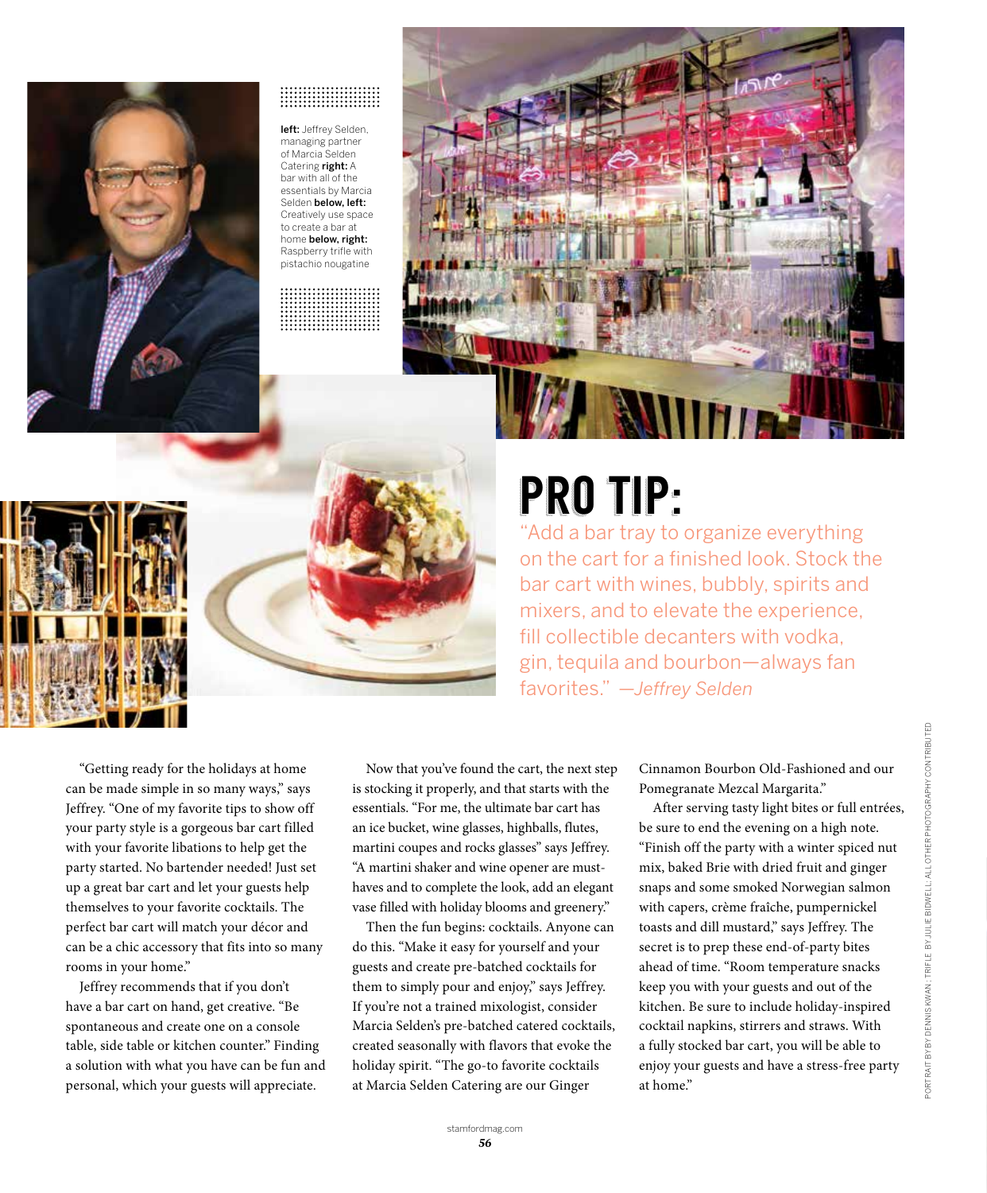**left:** Jeffrey Selden, managing partner of Marcia Selden Catering **right:** A bar with all of the essentials by Marcia Selden **below, left:** Creatively use space to create a bar at home **below, right:** Raspberry trifle with pistachio nougatine

## PRO TIP:

"Add a bar tray to organize everything on the cart for a finished look. Stock the bar cart with wines, bubbly, spirits and mixers, and to elevate the experience, fill collectible decanters with vodka, gin, tequila and bourbon—always fan favorites." *—Jeffrey Selden*

"Getting ready for the holidays at home can be made simple in so many ways," says Jeffrey. "One of my favorite tips to show off your party style is a gorgeous bar cart filled with your favorite libations to help get the party started. No bartender needed! Just set up a great bar cart and let your guests help themselves to your favorite cocktails. The perfect bar cart will match your décor and can be a chic accessory that fits into so many rooms in your home."

Jeffrey recommends that if you don't have a bar cart on hand, get creative. "Be spontaneous and create one on a console table, side table or kitchen counter." Finding a solution with what you have can be fun and personal, which your guests will appreciate.

Now that you've found the cart, the next step is stocking it properly, and that starts with the essentials. "For me, the ultimate bar cart has an ice bucket, wine glasses, highballs, flutes, martini coupes and rocks glasses" says Jeffrey. "A martini shaker and wine opener are must-haves and to complete the look, add an elegant vase filled with holiday blooms and greenery."

Then the fun begins: cocktails. Anyone can do this. "Make it easy for yourself and your guests and create pre-batched cocktails for them to simply pour and enjoy," says Jeffrey. If you're not a trained mixologist, consider Marcia Selden's pre-batched catered cocktails, created seasonally with flavors that evoke the holiday spirit. "The go-to favorite cocktails at Marcia Selden Catering are our Ginger Cinnamon Bourbon Old-Fashioned and our Pomegranate Mezcal Margarita."

After serving tasty light bites or full entrées, be sure to end the evening on a high note. "Finish off the party with a winter spiced nut mix, baked Brie with dried fruit and ginger snaps and some smoked Norwegian salmon with capers, crème fraîche, pumpernickel toasts and dill mustard," says Jeffrey. The secret is to prep these end-of-party bites ahead of time. "Room temperature snacks keep you with your guests and out of the kitchen. Be sure to include holiday-inspired cocktail napkins, stirrers and straws. With a fully stocked bar cart, you will be able to enjoy your guests and have a stress-free party at home."

PORTRAIT BY BY DENNIS KWAN; TRIFLE BY JULIE BIDWELL; ALL OTHER PHOTOGRAPHY CONTRIBUTED